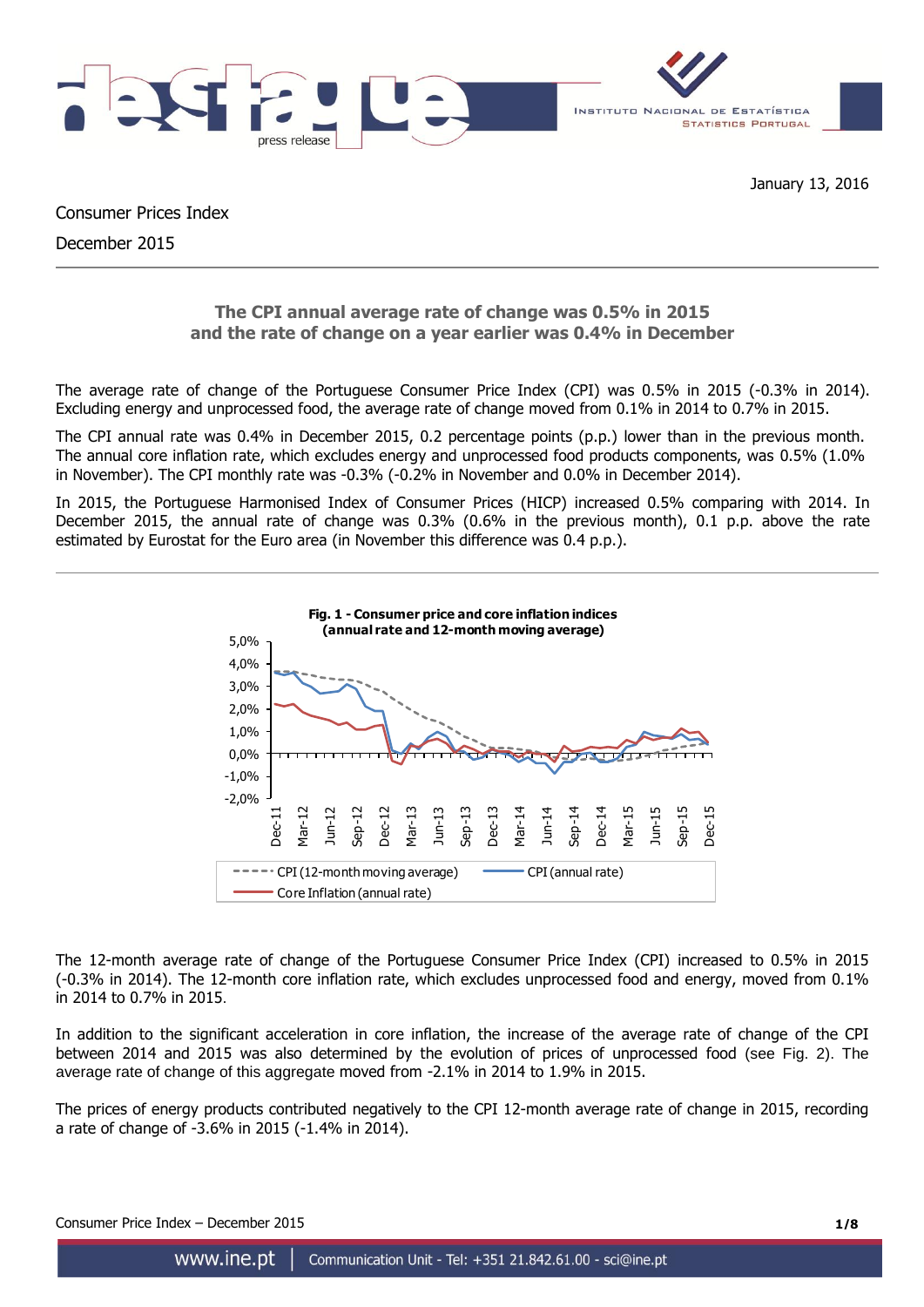January 13, 2016

Consumer Prices Index

December 2015

## The CPI annual average rate of change was 0.5% in 2015 and the rate of change on a year earlier was 0.4% in December

The average rate of change of the Portuguese Consumer Price Index (CPI) was 0.5% in 2015 (-0.3% in 2014). Excluding energy and unprocessed food, the average rate of change moved from 0.1% in 2014 to 0.7% in 2015.

The CPI annual rate was 0.4% in December 2015, 0.2 percentage points (p.p.) lower than in the previous month. The annual core inflation rate, which excludes energy and unprocessed food products components, was 0.5% (1.0% in November). The CPI monthly rate was -0.3% (-0.2% in November and 0.0% in December 2014).

In 2015, the Portuguese Harmonised Index of Consumer Prices (HICP) increased 0.5% comparing with 2014. In December 2015, the annual rate of change was 0.3% (0.6% in the previous month), 0.1 p.p. above the rate estimated by Eurostat for the Euro area (in November this difference was 0.4 p.p.).

**Fig. 1 - Consumer price and core inflation indices (annual rate and 12-month moving average)**

The 12-month average rate of change of the Portuguese Consumer Price Index (CPI) increased to 0.5% in 2015 (-0.3% in 2014). The 12-month core inflation rate, which excludes unprocessed food and energy, moved from 0.1% in 2014 to 0.7% in 2015.

In addition to the significant acceleration in core inflation, the increase of the average rate of change of the CPI between 2014 and 2015 was also determined by the evolution of prices of unprocessed food (see Fig. 2). The average rate of change of this aggregate moved from -2.1% in 2014 to 1.9% in 2015.

The prices of energy products contributed negatively to the CPI 12-month average rate of change in 2015, recording a rate of change of -3.6% in 2015 (-1.4% in 2014).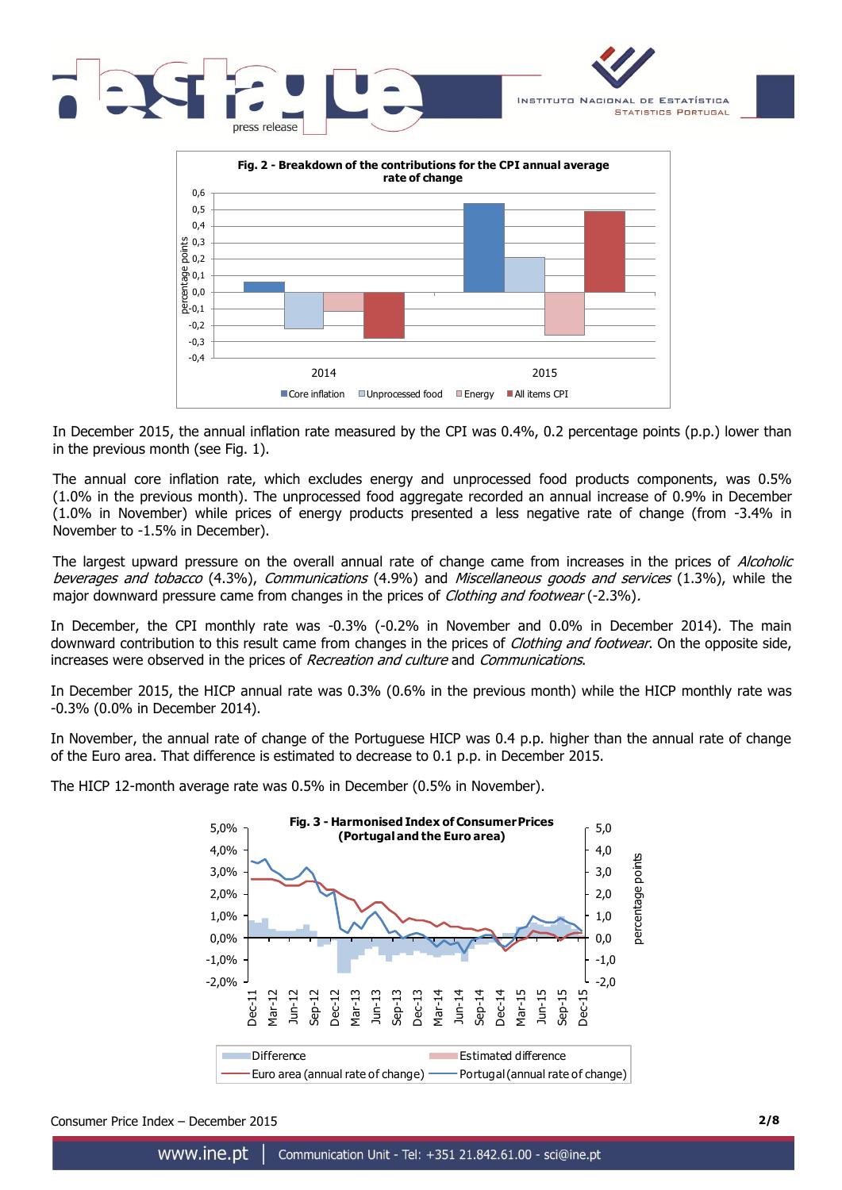**Fig. 2 - Breakdown of the contributions for the CPI annual average rate of change**

In December 2015, the annual inflation rate measured by the CPI was 0.4%, 0.2 percentage points (p.p.) lower than in the previous month (see Fig. 1).

The annual core inflation rate, which excludes energy and unprocessed food products components, was 0.5% (1.0% in the previous month). The unprocessed food aggregate recorded an annual increase of 0.9% in December (1.0% in November) while prices of energy products presented a less negative rate of change (from -3.4% in November to -1.5% in December).

The largest upward pressure on the overall annual rate of change came from increases in the prices of *Alcoholic beverages and tobacco* (4.3%), *Communications* (4.9%) and *Miscellaneous goods and services* (1.3%), while the major downward pressure came from changes in the prices of *Clothing and footwear* (-2.3%).

In December, the CPI monthly rate was -0.3% (-0.2% in November and 0.0% in December 2014). The main downward contribution to this result came from changes in the prices of *Clothing and footwear*. On the opposite side, increases were observed in the prices of *Recreation and culture* and *Communications*.

In December 2015, the HICP annual rate was 0.3% (0.6% in the previous month) while the HICP monthly rate was -0.3% (0.0% in December 2014).

In November, the annual rate of change of the Portuguese HICP was 0.4 p.p. higher than the annual rate of change of the Euro area. That difference is estimated to decrease to 0.1 p.p. in December 2015.

The HICP 12-month average rate was 0.5% in December (0.5% in November).

**Fig. 3 - Harmonised Index of Consumer Prices (Portugal and the Euro area)**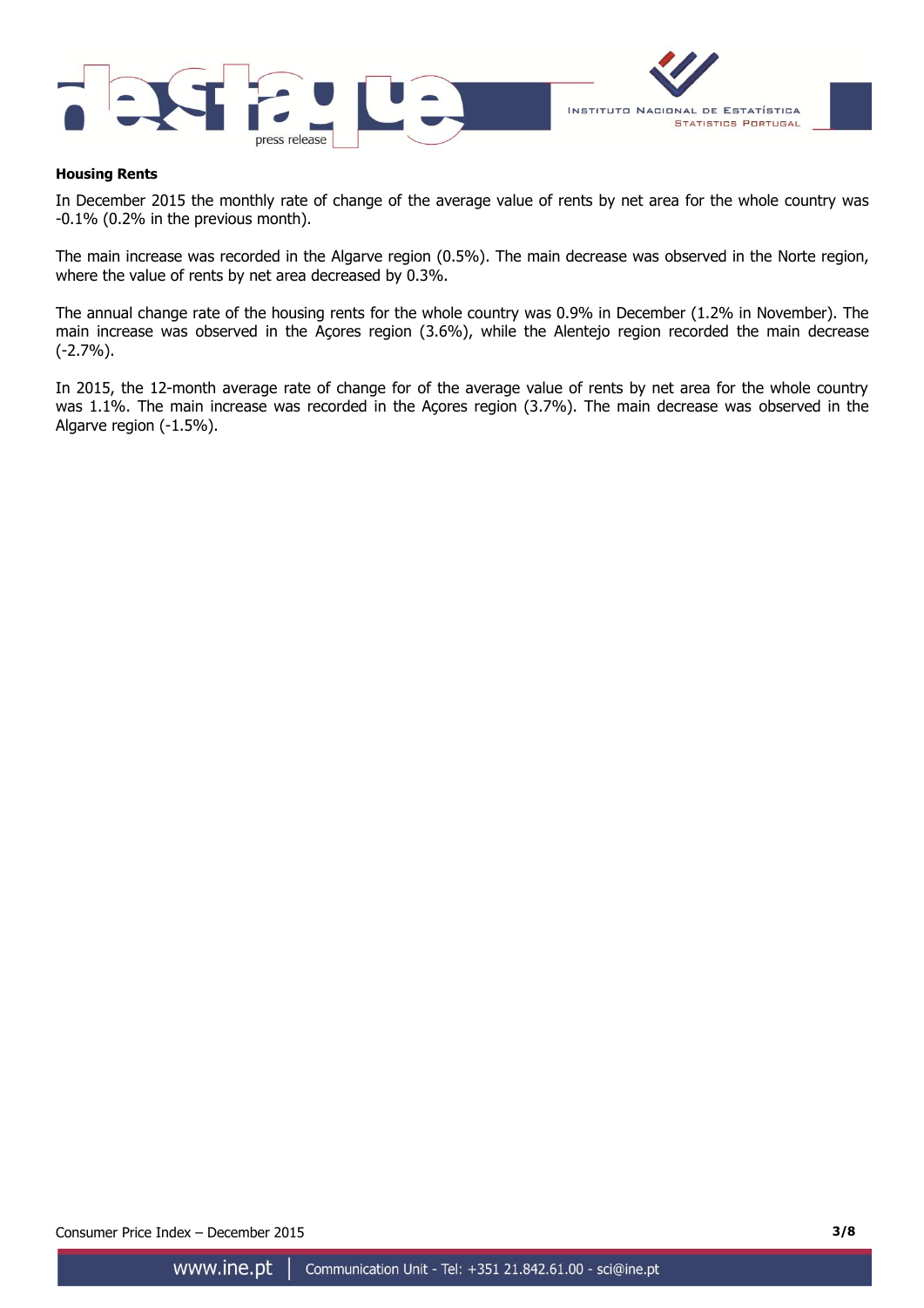**Housing Rents**

In December 2015 the monthly rate of change of the average value of rents by net area for the whole country was -0.1% (0.2% in the previous month).

The main increase was recorded in the Algarve region (0.5%). The main decrease was observed in the Norte region, where the value of rents by net area decreased by 0.3%.

The annual change rate of the housing rents for the whole country was 0.9% in December (1.2% in November). The main increase was observed in the Açores region (3.6%), while the Alentejo region recorded the main decrease (-2.7%).

In 2015, the 12-month average rate of change for of the average value of rents by net area for the whole country was 1.1%. The main increase was recorded in the Açores region (3.7%). The main decrease was observed in the Algarve region (-1.5%).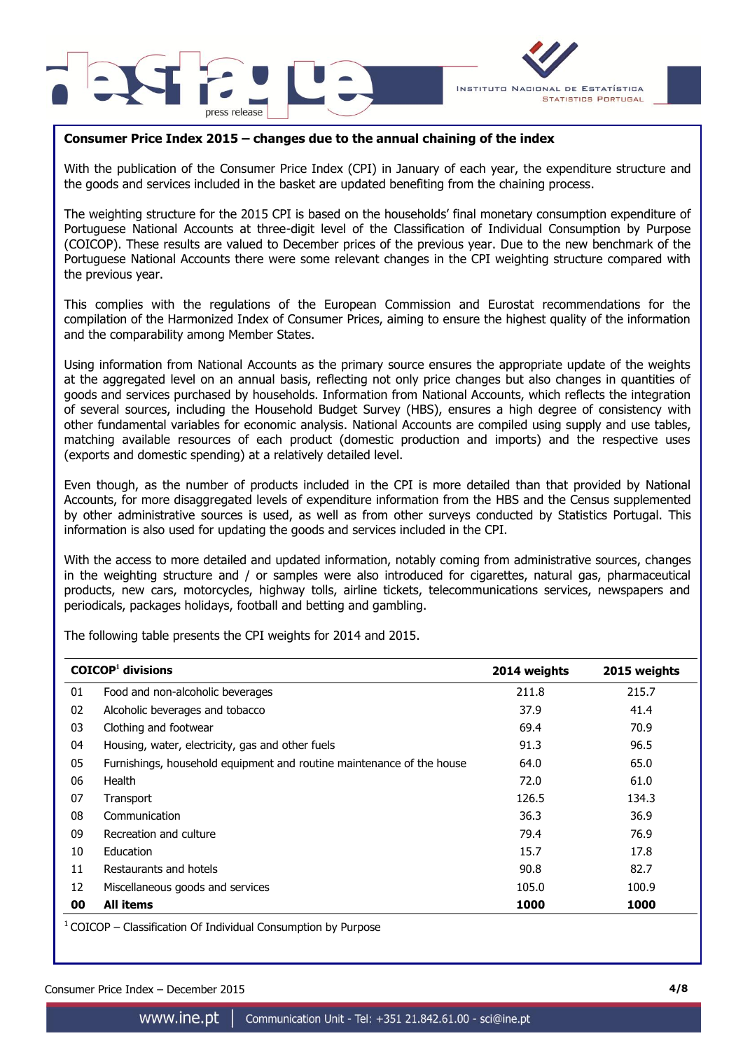**Consumer Price Index 2015 – changes due to the annual chaining of the index**

With the publication of the Consumer Price Index (CPI) in January of each year, the expenditure structure and the goods and services included in the basket are updated benefiting from the chaining process.

The weighting structure for the 2015 CPI is based on the households' final monetary consumption expenditure of Portuguese National Accounts at three-digit level of the Classification of Individual Consumption by Purpose (COICOP). These results are valued to December prices of the previous year. Due to the new benchmark of the Portuguese National Accounts there were some relevant changes in the CPI weighting structure compared with the previous year.

This complies with the regulations of the European Commission and Eurostat recommendations for the compilation of the Harmonized Index of Consumer Prices, aiming to ensure the highest quality of the information and the comparability among Member States.

Using information from National Accounts as the primary source ensures the appropriate update of the weights at the aggregated level on an annual basis, reflecting not only price changes but also changes in quantities of goods and services purchased by households. Information from National Accounts, which reflects the integration of several sources, including the Household Budget Survey (HBS), ensures a high degree of consistency with other fundamental variables for economic analysis. National Accounts are compiled using supply and use tables, matching available resources of each product (domestic production and imports) and the respective uses (exports and domestic spending) at a relatively detailed level.

Even though, as the number of products included in the CPI is more detailed than that provided by National Accounts, for more disaggregated levels of expenditure information from the HBS and the Census supplemented by other administrative sources is used, as well as from other surveys conducted by Statistics Portugal. This information is also used for updating the goods and services included in the CPI.

With the access to more detailed and updated information, notably coming from administrative sources, changes in the weighting structure and / or samples were also introduced for cigarettes, natural gas, pharmaceutical products, new cars, motorcycles, highway tolls, airline tickets, telecommunications services, newspapers and periodicals, packages holidays, football and betting and gambling.

The following table presents the CPI weights for 2014 and 2015.

| COICOP[1] divisions | | 2014 weights | 2015 weights |
|---|---|---|---|
| 01 | Food and non-alcoholic beverages | 211.8 | 215.7 |
| 02 | Alcoholic beverages and tobacco | 37.9 | 41.4 |
| 03 | Clothing and footwear | 69.4 | 70.9 |
| 04 | Housing, water, electricity, gas and other fuels | 91.3 | 96.5 |
| 05 | Furnishings, household equipment and routine maintenance of the house | 64.0 | 65.0 |
| 06 | Health | 72.0 | 61.0 |
| 07 | Transport | 126.5 | 134.3 |
| 08 | Communication | 36.3 | 36.9 |
| 09 | Recreation and culture | 79.4 | 76.9 |
| 10 | Education | 15.7 | 17.8 |
| 11 | Restaurants and hotels | 90.8 | 82.7 |
| 12 | Miscellaneous goods and services | 105.0 | 100.9 |
| **00** | **All items** | **1000** | **1000** |

[1] COICOP – Classification Of Individual Consumption by Purpose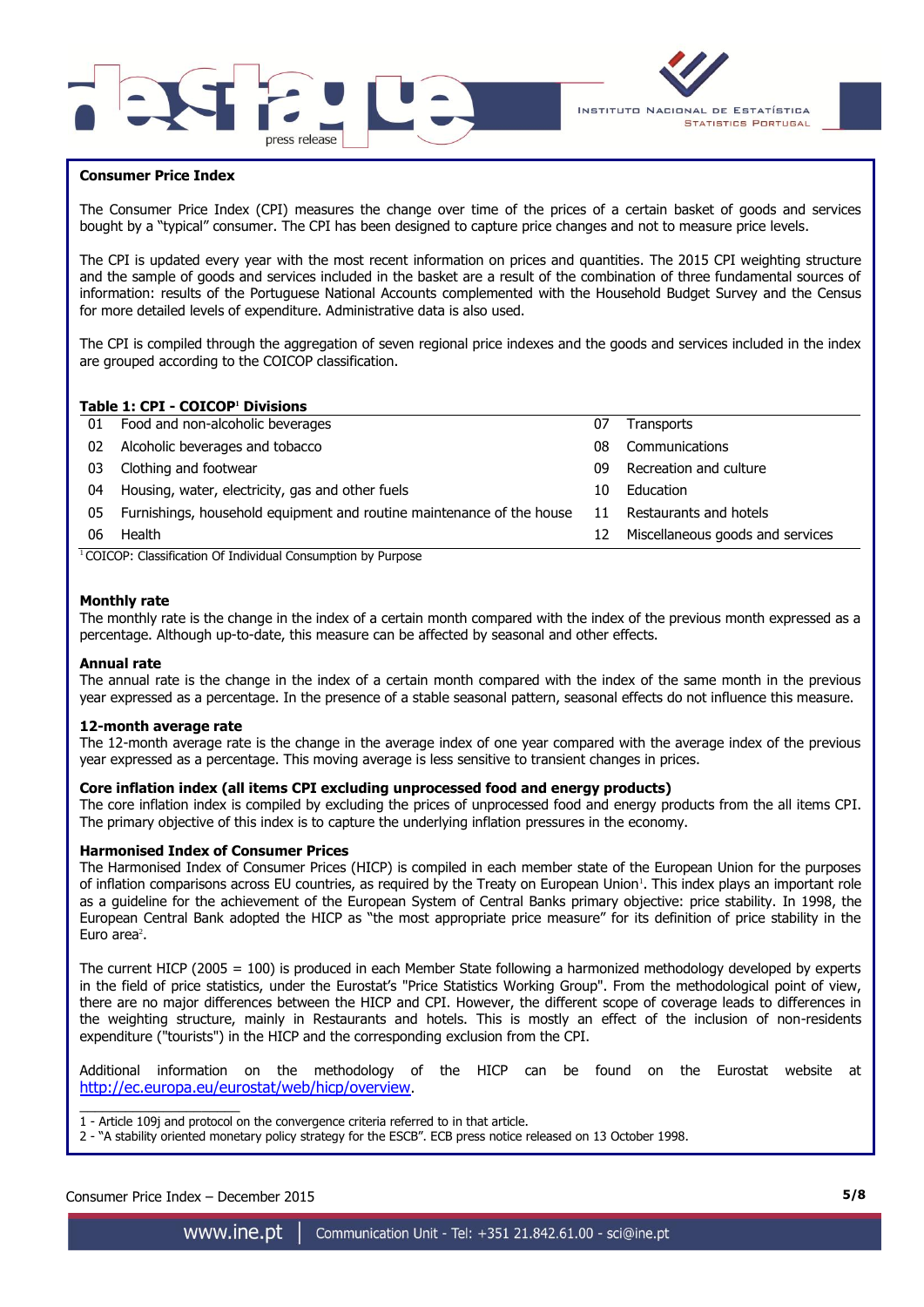## Consumer Price Index

The Consumer Price Index (CPI) measures the change over time of the prices of a certain basket of goods and services bought by a "typical" consumer. The CPI has been designed to capture price changes and not to measure price levels.

The CPI is updated every year with the most recent information on prices and quantities. The 2015 CPI weighting structure and the sample of goods and services included in the basket are a result of the combination of three fundamental sources of information: results of the Portuguese National Accounts complemented with the Household Budget Survey and the Census for more detailed levels of expenditure. Administrative data is also used.

The CPI is compiled through the aggregation of seven regional price indexes and the goods and services included in the index are grouped according to the COICOP classification.

**Table 1: CPI - COICOP[1] Divisions**

| | | | |
|---|---|---|---|
| 01 | Food and non-alcoholic beverages | 07 | Transports |
| 02 | Alcoholic beverages and tobacco | 08 | Communications |
| 03 | Clothing and footwear | 09 | Recreation and culture |
| 04 | Housing, water, electricity, gas and other fuels | 10 | Education |
| 05 | Furnishings, household equipment and routine maintenance of the house | 11 | Restaurants and hotels |
| 06 | Health | 12 | Miscellaneous goods and services |

[1] COICOP: Classification Of Individual Consumption by Purpose

### Monthly rate

The monthly rate is the change in the index of a certain month compared with the index of the previous month expressed as a percentage. Although up-to-date, this measure can be affected by seasonal and other effects.

### Annual rate

The annual rate is the change in the index of a certain month compared with the index of the same month in the previous year expressed as a percentage. In the presence of a stable seasonal pattern, seasonal effects do not influence this measure.

### 12-month average rate

The 12-month average rate is the change in the average index of one year compared with the average index of the previous year expressed as a percentage. This moving average is less sensitive to transient changes in prices.

### Core inflation index (all items CPI excluding unprocessed food and energy products)

The core inflation index is compiled by excluding the prices of unprocessed food and energy products from the all items CPI. The primary objective of this index is to capture the underlying inflation pressures in the economy.

### Harmonised Index of Consumer Prices

The Harmonised Index of Consumer Prices (HICP) is compiled in each member state of the European Union for the purposes of inflation comparisons across EU countries, as required by the Treaty on European Union[1]. This index plays an important role as a guideline for the achievement of the European System of Central Banks primary objective: price stability. In 1998, the European Central Bank adopted the HICP as "the most appropriate price measure" for its definition of price stability in the Euro area[2].

The current HICP (2005 = 100) is produced in each Member State following a harmonized methodology developed by experts in the field of price statistics, under the Eurostat's "Price Statistics Working Group". From the methodological point of view, there are no major differences between the HICP and CPI. However, the different scope of coverage leads to differences in the weighting structure, mainly in Restaurants and hotels. This is mostly an effect of the inclusion of non-residents expenditure ("tourists") in the HICP and the corresponding exclusion from the CPI.

Additional information on the methodology of the HICP can be found on the Eurostat website at http://ec.europa.eu/eurostat/web/hicp/overview.

---

1 - Article 109j and protocol on the convergence criteria referred to in that article.

2 - "A stability oriented monetary policy strategy for the ESCB". ECB press notice released on 13 October 1998.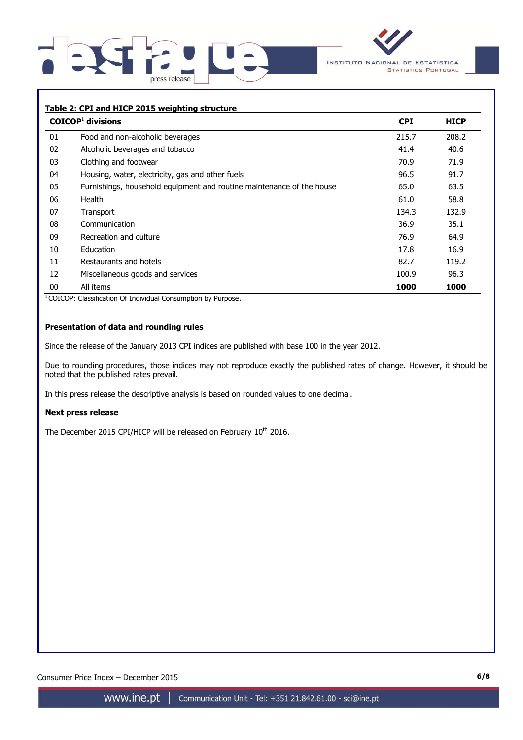**Table 2: CPI and HICP 2015 weighting structure**

| COICOP[1] divisions | | CPI | HICP |
|---|---|---|---|
| 01 | Food and non-alcoholic beverages | 215.7 | 208.2 |
| 02 | Alcoholic beverages and tobacco | 41.4 | 40.6 |
| 03 | Clothing and footwear | 70.9 | 71.9 |
| 04 | Housing, water, electricity, gas and other fuels | 96.5 | 91.7 |
| 05 | Furnishings, household equipment and routine maintenance of the house | 65.0 | 63.5 |
| 06 | Health | 61.0 | 58.8 |
| 07 | Transport | 134.3 | 132.9 |
| 08 | Communication | 36.9 | 35.1 |
| 09 | Recreation and culture | 76.9 | 64.9 |
| 10 | Education | 17.8 | 16.9 |
| 11 | Restaurants and hotels | 82.7 | 119.2 |
| 12 | Miscellaneous goods and services | 100.9 | 96.3 |
| 00 | All items | **1000** | **1000** |

[1] COICOP: Classification Of Individual Consumption by Purpose.

**Presentation of data and rounding rules**

Since the release of the January 2013 CPI indices are published with base 100 in the year 2012.

Due to rounding procedures, those indices may not reproduce exactly the published rates of change. However, it should be noted that the published rates prevail.

In this press release the descriptive analysis is based on rounded values to one decimal.

**Next press release**

The December 2015 CPI/HICP will be released on February 10th 2016.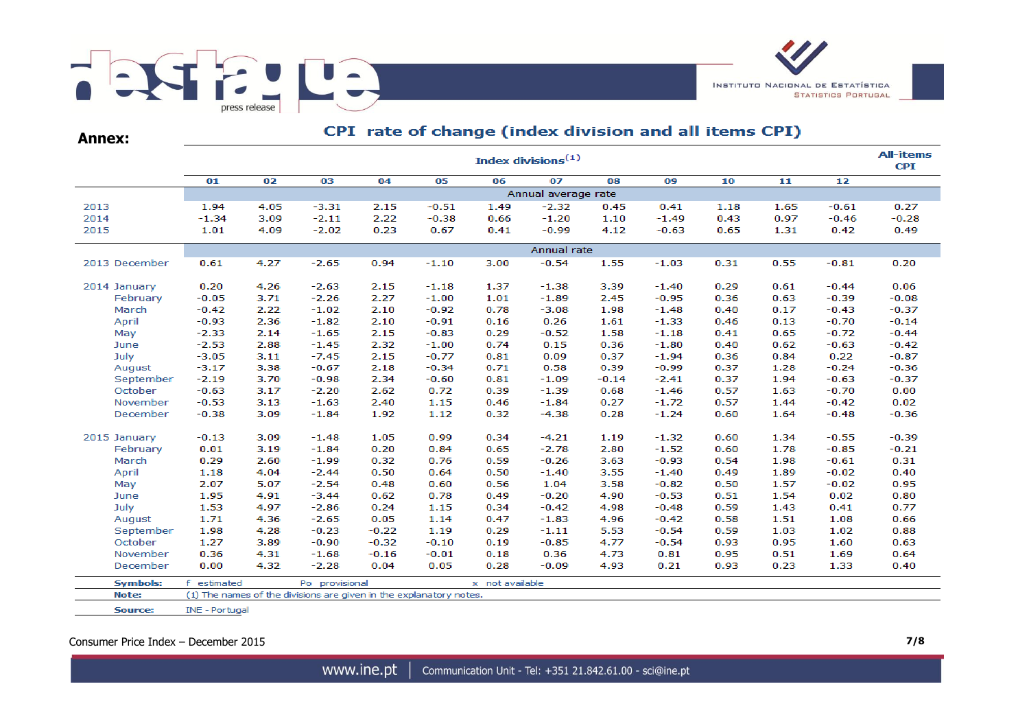**Annex:**

## CPI rate of change (index division and all items CPI)

| | Index divisions[1] | | | | | | | | | | | | All-items CPI |
|---|---|---|---|---|---|---|---|---|---|---|---|---|---|
| | 01 | 02 | 03 | 04 | 05 | 06 | 07 | 08 | 09 | 10 | 11 | 12 | |
| | Annual average rate | | | | | | | | | | | | |
| 2013 | 1.94 | 4.05 | -3.31 | 2.15 | -0.51 | 1.49 | -2.32 | 0.45 | 0.41 | 1.18 | 1.65 | -0.61 | 0.27 |
| 2014 | -1.34 | 3.09 | -2.11 | 2.22 | -0.38 | 0.66 | -1.20 | 1.10 | -1.49 | 0.43 | 0.97 | -0.46 | -0.28 |
| 2015 | 1.01 | 4.09 | -2.02 | 0.23 | 0.67 | 0.41 | -0.99 | 4.12 | -0.63 | 0.65 | 1.31 | 0.42 | 0.49 |
| | Annual rate | | | | | | | | | | | | |
| 2013 December | 0.61 | 4.27 | -2.65 | 0.94 | -1.10 | 3.00 | -0.54 | 1.55 | -1.03 | 0.31 | 0.55 | -0.81 | 0.20 |
| 2014 January | 0.20 | 4.26 | -2.63 | 2.15 | -1.18 | 1.37 | -1.38 | 3.39 | -1.40 | 0.29 | 0.61 | -0.44 | 0.06 |
| February | -0.05 | 3.71 | -2.26 | 2.27 | -1.00 | 1.01 | -1.89 | 2.45 | -0.95 | 0.36 | 0.63 | -0.39 | -0.08 |
| March | -0.42 | 2.22 | -1.02 | 2.10 | -0.92 | 0.78 | -3.08 | 1.98 | -1.48 | 0.40 | 0.17 | -0.43 | -0.37 |
| April | -0.93 | 2.36 | -1.82 | 2.10 | -0.91 | 0.16 | 0.26 | 1.61 | -1.33 | 0.46 | 0.13 | -0.70 | -0.14 |
| May | -2.33 | 2.14 | -1.65 | 2.15 | -0.83 | 0.29 | -0.52 | 1.58 | -1.18 | 0.41 | 0.65 | -0.72 | -0.44 |
| June | -2.53 | 2.88 | -1.45 | 2.32 | -1.00 | 0.74 | 0.15 | 0.36 | -1.80 | 0.40 | 0.62 | -0.63 | -0.42 |
| July | -3.05 | 3.11 | -7.45 | 2.15 | -0.77 | 0.81 | 0.09 | 0.37 | -1.94 | 0.36 | 0.84 | 0.22 | -0.87 |
| August | -3.17 | 3.38 | -0.67 | 2.18 | -0.34 | 0.71 | 0.58 | 0.39 | -0.99 | 0.37 | 1.28 | -0.24 | -0.36 |
| September | -2.19 | 3.70 | -0.98 | 2.34 | -0.60 | 0.81 | -1.09 | -0.14 | -2.41 | 0.37 | 1.94 | -0.63 | -0.37 |
| October | -0.63 | 3.17 | -2.20 | 2.62 | 0.72 | 0.39 | -1.39 | 0.68 | -1.46 | 0.57 | 1.63 | -0.70 | 0.00 |
| November | -0.53 | 3.13 | -1.63 | 2.40 | 1.15 | 0.46 | -1.84 | 0.27 | -1.72 | 0.57 | 1.44 | -0.42 | 0.02 |
| December | -0.38 | 3.09 | -1.84 | 1.92 | 1.12 | 0.32 | -4.38 | 0.28 | -1.24 | 0.60 | 1.64 | -0.48 | -0.36 |
| 2015 January | -0.13 | 3.09 | -1.48 | 1.05 | 0.99 | 0.34 | -4.21 | 1.19 | -1.32 | 0.60 | 1.34 | -0.55 | -0.39 |
| February | 0.01 | 3.19 | -1.84 | 0.20 | 0.84 | 0.65 | -2.78 | 2.80 | -1.52 | 0.60 | 1.78 | -0.85 | -0.21 |
| March | 0.29 | 2.60 | -1.99 | 0.32 | 0.76 | 0.59 | -0.26 | 3.63 | -0.93 | 0.54 | 1.98 | -0.61 | 0.31 |
| April | 1.18 | 4.04 | -2.44 | 0.50 | 0.64 | 0.50 | -1.40 | 3.55 | -1.40 | 0.49 | 1.89 | -0.02 | 0.40 |
| May | 2.07 | 5.07 | -2.54 | 0.48 | 0.60 | 0.56 | 1.04 | 3.58 | -0.82 | 0.50 | 1.57 | -0.02 | 0.95 |
| June | 1.95 | 4.91 | -3.44 | 0.62 | 0.78 | 0.49 | -0.20 | 4.90 | -0.53 | 0.51 | 1.54 | 0.02 | 0.80 |
| July | 1.53 | 4.97 | -2.86 | 0.24 | 1.15 | 0.34 | -0.42 | 4.98 | -0.48 | 0.59 | 1.43 | 0.41 | 0.77 |
| August | 1.71 | 4.36 | -2.65 | 0.05 | 1.14 | 0.47 | -1.83 | 4.96 | -0.42 | 0.58 | 1.51 | 1.08 | 0.66 |
| September | 1.98 | 4.28 | -0.23 | -0.22 | 1.19 | 0.29 | -1.11 | 5.53 | -0.54 | 0.59 | 1.03 | 1.02 | 0.88 |
| October | 1.27 | 3.89 | -0.90 | -0.32 | -0.10 | 0.19 | -0.85 | 4.77 | -0.54 | 0.93 | 0.95 | 1.60 | 0.63 |
| November | 0.36 | 4.31 | -1.68 | -0.16 | -0.01 | 0.18 | 0.36 | 4.73 | 0.81 | 0.95 | 0.51 | 1.69 | 0.64 |
| December | 0.00 | 4.32 | -2.28 | 0.04 | 0.05 | 0.28 | -0.09 | 4.93 | 0.21 | 0.93 | 0.23 | 1.33 | 0.40 |

**Symbols:** f estimated Po provisional x not available

**Note:** (1) The names of the divisions are given in the explanatory notes.

**Source:** INE - Portugal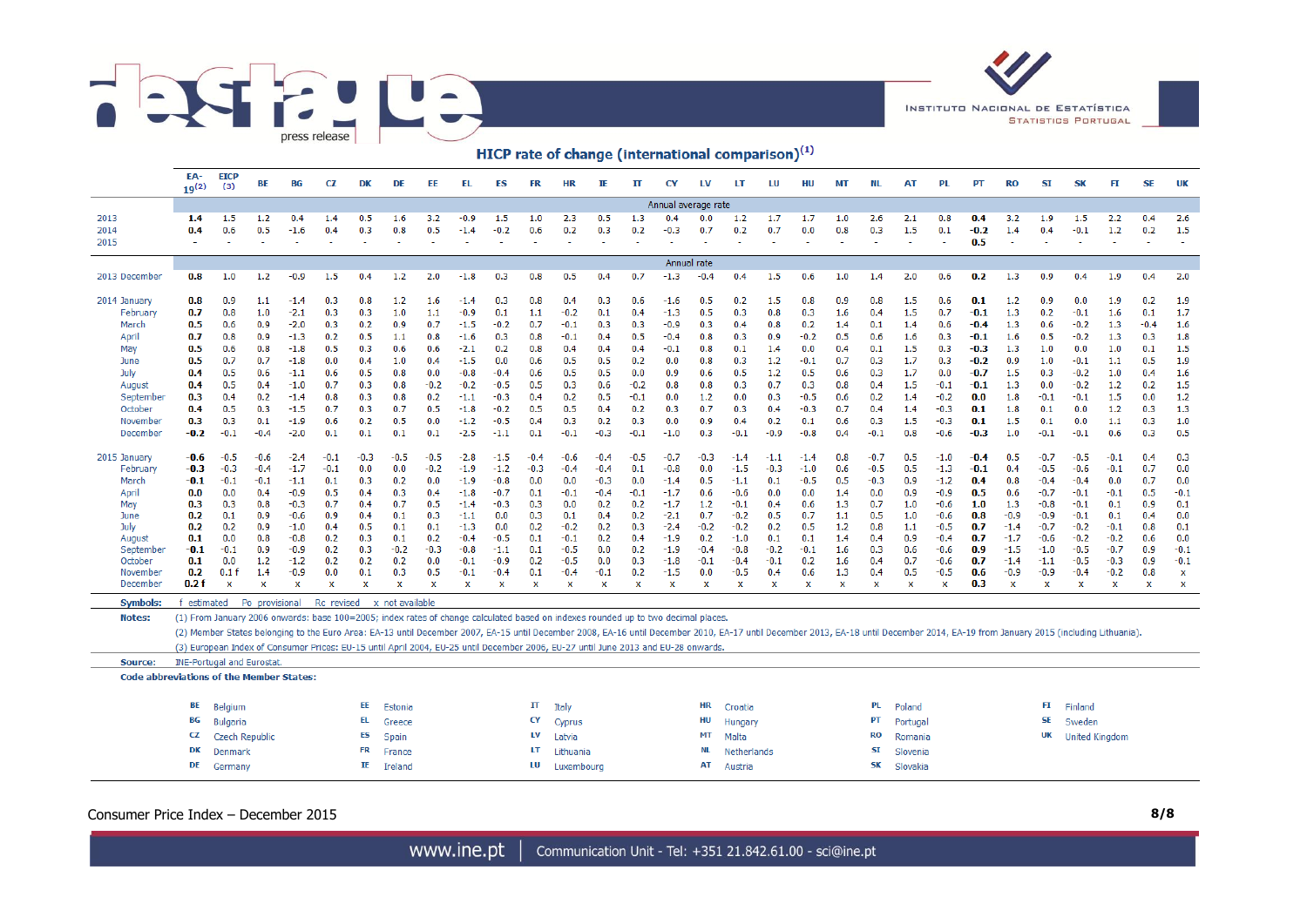## HICP rate of change (international comparison)[1]

| | EA-19[2] | EICP[3] | BE | BG | CZ | DK | DE | EE | EL | ES | FR | HR | IE | IT | CY | LV | LT | LU | HU | MT | NL | AT | PL | PT | RO | SI | SK | FI | SE | UK |
|---|---|---|---|---|---|---|---|---|---|---|---|---|---|---|---|---|---|---|---|---|---|---|---|---|---|---|---|---|---|---|
| | Annual average rate | | | | | | | | | | | | | | | | | | | | | | | | | | | | | |
| 2013 | **1.4** | 1.5 | 1.2 | 0.4 | 1.4 | 0.5 | 1.6 | 3.2 | -0.9 | 1.5 | 1.0 | 2.3 | 0.5 | 1.3 | 0.4 | 0.0 | 1.2 | 1.7 | 1.7 | 1.0 | 2.6 | 2.1 | 0.8 | **0.4** | 3.2 | 1.9 | 1.5 | 2.2 | 0.4 | 2.6 |
| 2014 | **0.4** | 0.6 | 0.5 | -1.6 | 0.4 | 0.3 | 0.8 | 0.5 | -1.4 | -0.2 | 0.6 | 0.2 | 0.3 | 0.2 | -0.3 | 0.7 | 0.2 | 0.7 | 0.0 | 0.8 | 0.3 | 1.5 | 0.1 | **-0.2** | 1.4 | 0.4 | -0.1 | 1.2 | 0.2 | 1.5 |
| 2015 | - | - | - | - | - | - | - | - | - | - | - | - | - | - | - | - | - | - | - | - | - | - | - | **0.5** | - | - | - | - | - | - |
| | Annual rate | | | | | | | | | | | | | | | | | | | | | | | | | | | | | |
| 2013 December | **0.8** | 1.0 | 1.2 | -0.9 | 1.5 | 0.4 | 1.2 | 2.0 | -1.8 | 0.3 | 0.8 | 0.5 | 0.4 | 0.7 | -1.3 | -0.4 | 0.4 | 1.5 | 0.6 | 1.0 | 1.4 | 2.0 | 0.6 | **0.2** | 1.3 | 0.9 | 0.4 | 1.9 | 0.4 | 2.0 |
| 2014 January | **0.8** | 0.9 | 1.1 | -1.4 | 0.3 | 0.8 | 1.2 | 1.6 | -1.4 | 0.3 | 0.8 | 0.4 | 0.3 | 0.6 | -1.6 | 0.5 | 0.2 | 1.5 | 0.8 | 0.9 | 0.8 | 1.5 | 0.6 | **0.1** | 1.2 | 0.9 | 0.0 | 1.9 | 0.2 | 1.9 |
| February | **0.7** | 0.8 | 1.0 | -2.1 | 0.3 | 0.3 | 1.0 | 1.1 | -0.9 | 0.1 | 1.1 | -0.2 | 0.1 | 0.4 | -1.3 | 0.5 | 0.3 | 0.8 | 0.3 | 1.6 | 0.4 | 1.5 | 0.7 | **-0.1** | 1.3 | 0.2 | -0.1 | 1.6 | 0.1 | 1.7 |
| March | **0.5** | 0.6 | 0.9 | -2.0 | 0.3 | 0.2 | 0.9 | 0.7 | -1.5 | -0.2 | 0.7 | -0.1 | 0.3 | 0.3 | -0.9 | 0.3 | 0.4 | 0.8 | 0.2 | 1.4 | 0.1 | 1.4 | 0.6 | **-0.4** | 1.3 | 0.6 | -0.2 | 1.3 | -0.4 | 1.6 |
| April | **0.7** | 0.8 | 0.9 | -1.3 | 0.2 | 0.5 | 1.1 | 0.8 | -1.6 | 0.3 | 0.8 | -0.1 | 0.4 | 0.5 | -0.4 | 0.8 | 0.3 | 0.9 | -0.2 | 0.5 | 0.6 | 1.6 | 0.3 | **-0.1** | 1.6 | 0.5 | -0.2 | 1.3 | 0.3 | 1.8 |
| May | **0.5** | 0.6 | 0.8 | -1.8 | 0.5 | 0.3 | 0.6 | 0.6 | -2.1 | 0.2 | 0.8 | 0.4 | 0.4 | 0.4 | -0.1 | 0.8 | 0.1 | 1.4 | 0.0 | 0.4 | 0.1 | 1.5 | 0.3 | **-0.3** | 1.3 | 1.0 | 0.0 | 1.0 | 0.1 | 1.5 |
| June | **0.5** | 0.7 | 0.7 | -1.8 | 0.0 | 0.4 | 1.0 | 0.4 | -1.5 | 0.0 | 0.6 | 0.5 | 0.5 | 0.2 | 0.0 | 0.8 | 0.3 | 1.2 | -0.1 | 0.7 | 0.3 | 1.7 | 0.3 | **-0.2** | 0.9 | 1.0 | -0.1 | 1.1 | 0.5 | 1.9 |
| July | **0.4** | 0.5 | 0.6 | -1.1 | 0.6 | 0.5 | 0.8 | 0.0 | -0.8 | -0.4 | 0.6 | 0.5 | 0.5 | 0.0 | 0.9 | 0.6 | 0.5 | 1.2 | 0.5 | 0.6 | 0.3 | 1.7 | 0.0 | **-0.7** | 1.5 | 0.3 | -0.2 | 1.0 | 0.4 | 1.6 |
| August | **0.4** | 0.5 | 0.4 | -1.0 | 0.7 | 0.3 | 0.8 | -0.2 | -0.2 | -0.5 | 0.5 | 0.3 | 0.6 | -0.2 | 0.8 | 0.8 | 0.3 | 0.7 | 0.3 | 0.8 | 0.4 | 1.5 | -0.1 | **-0.1** | 1.3 | 0.0 | -0.2 | 1.2 | 0.2 | 1.5 |
| September | **0.3** | 0.4 | 0.2 | -1.4 | 0.8 | 0.3 | 0.8 | 0.2 | -1.1 | -0.3 | 0.4 | 0.2 | 0.5 | -0.1 | 0.0 | 1.2 | 0.0 | 0.3 | -0.5 | 0.6 | 0.2 | 1.4 | -0.2 | **0.0** | 1.8 | -0.1 | -0.1 | 1.5 | 0.0 | 1.2 |
| October | **0.4** | 0.5 | 0.3 | -1.5 | 0.7 | 0.3 | 0.7 | 0.5 | -1.8 | -0.2 | 0.5 | 0.5 | 0.4 | 0.2 | 0.3 | 0.7 | 0.3 | 0.4 | -0.3 | 0.7 | 0.4 | 1.4 | -0.3 | **0.1** | 1.8 | 0.1 | 0.0 | 1.2 | 0.3 | 1.3 |
| November | **0.3** | 0.3 | 0.1 | -1.9 | 0.6 | 0.2 | 0.5 | 0.0 | -1.2 | -0.5 | 0.4 | 0.3 | 0.2 | 0.3 | 0.0 | 0.9 | 0.4 | 0.2 | 0.1 | 0.6 | 0.3 | 1.5 | -0.3 | **0.1** | 1.5 | 0.1 | 0.0 | 1.1 | 0.3 | 1.0 |
| December | **-0.2** | -0.1 | -0.4 | -2.0 | 0.1 | 0.1 | 0.1 | 0.1 | -2.5 | -1.1 | 0.1 | -0.1 | -0.3 | -0.1 | -1.0 | 0.3 | -0.1 | -0.9 | -0.8 | 0.4 | -0.1 | 0.8 | -0.6 | **-0.3** | 1.0 | -0.1 | -0.1 | 0.6 | 0.3 | 0.5 |
| 2015 January | **-0.6** | -0.5 | -0.6 | -2.4 | -0.1 | -0.3 | -0.5 | -0.5 | -2.8 | -1.5 | -0.4 | -0.6 | -0.4 | -0.5 | -0.7 | -0.3 | -1.4 | -1.1 | -1.4 | 0.8 | -0.7 | 0.5 | -1.0 | **-0.4** | 0.5 | -0.7 | -0.5 | -0.1 | 0.4 | 0.3 |
| February | **-0.3** | -0.3 | -0.4 | -1.7 | -0.1 | 0.0 | 0.0 | -0.2 | -1.9 | -1.2 | -0.3 | -0.4 | -0.4 | 0.1 | -0.8 | 0.0 | -1.5 | -0.3 | -1.0 | 0.6 | -0.5 | 0.5 | -1.3 | **-0.1** | 0.4 | -0.5 | -0.6 | -0.1 | 0.7 | 0.0 |
| March | **-0.1** | -0.1 | -0.1 | -1.1 | 0.1 | 0.3 | 0.2 | 0.0 | -1.9 | -0.8 | 0.0 | 0.0 | -0.3 | 0.0 | -1.4 | 0.5 | -1.1 | 0.1 | -0.5 | 0.5 | -0.3 | 0.9 | -1.2 | **0.4** | 0.8 | -0.4 | -0.4 | 0.0 | 0.7 | 0.0 |
| April | **0.0** | 0.0 | 0.4 | -0.9 | 0.5 | 0.4 | 0.3 | 0.4 | -1.8 | -0.7 | 0.1 | -0.1 | -0.4 | -0.1 | -1.7 | 0.6 | -0.6 | 0.0 | 0.0 | 1.4 | 0.0 | 0.9 | -0.9 | **0.5** | 0.6 | -0.7 | -0.1 | -0.1 | 0.5 | -0.1 |
| May | **0.3** | 0.3 | 0.8 | -0.3 | 0.7 | 0.4 | 0.7 | 0.5 | -1.4 | -0.3 | 0.3 | 0.0 | 0.2 | 0.2 | -1.7 | 1.2 | -0.1 | 0.4 | 0.6 | 1.3 | 0.7 | 1.0 | -0.6 | **1.0** | 1.3 | -0.8 | -0.1 | 0.1 | 0.9 | 0.1 |
| June | **0.2** | 0.1 | 0.9 | -0.6 | 0.9 | 0.4 | 0.1 | 0.3 | -1.1 | 0.0 | 0.3 | 0.1 | 0.4 | 0.2 | -2.1 | 0.7 | -0.2 | 0.5 | 0.7 | 1.1 | 0.5 | 1.0 | -0.6 | **0.8** | -0.9 | -0.9 | -0.1 | 0.1 | 0.4 | 0.0 |
| July | **0.2** | 0.2 | 0.9 | -1.0 | 0.4 | 0.5 | 0.1 | 0.1 | -1.3 | 0.0 | 0.2 | -0.2 | 0.2 | 0.3 | -2.4 | -0.2 | -0.2 | 0.2 | 0.5 | 1.2 | 0.8 | 1.1 | -0.5 | **0.7** | -1.4 | -0.7 | -0.2 | -0.1 | 0.8 | 0.1 |
| August | **0.1** | 0.0 | 0.8 | -0.8 | 0.2 | 0.3 | 0.1 | 0.2 | -0.4 | -0.5 | 0.1 | -0.1 | 0.2 | 0.4 | -1.9 | 0.2 | -1.0 | 0.1 | 0.1 | 1.4 | 0.4 | 0.9 | -0.4 | **0.7** | -1.7 | -0.6 | -0.2 | -0.2 | 0.6 | 0.0 |
| September | **-0.1** | -0.1 | 0.9 | -0.9 | 0.2 | 0.3 | -0.2 | -0.3 | -0.8 | -1.1 | 0.1 | -0.5 | 0.0 | 0.2 | -1.9 | -0.4 | -0.8 | -0.2 | -0.1 | 1.6 | 0.3 | 0.6 | -0.6 | **0.9** | -1.5 | -1.0 | -0.5 | -0.7 | 0.9 | -0.1 |
| October | **0.1** | 0.0 | 1.2 | -1.2 | 0.2 | 0.2 | 0.2 | 0.0 | -0.1 | -0.9 | 0.2 | -0.5 | 0.0 | 0.3 | -1.8 | -0.1 | -0.4 | -0.1 | 0.2 | 1.6 | 0.4 | 0.7 | -0.6 | **0.7** | -1.4 | -1.1 | -0.5 | -0.3 | 0.9 | -0.1 |
| November | **0.2** | 0.1 f | 1.4 | -0.9 | 0.0 | 0.1 | 0.3 | 0.5 | -0.1 | -0.4 | 0.1 | -0.4 | -0.1 | 0.2 | -1.5 | 0.0 | -0.5 | 0.4 | 0.6 | 1.3 | 0.4 | 0.5 | -0.5 | **0.6** | -0.9 | -0.9 | -0.4 | -0.2 | 0.8 | x |
| December | **0.2 f** | x | x | x | x | x | x | x | x | x | x | x | x | x | x | x | x | x | x | x | x | x | x | **0.3** | x | x | x | x | x | x |

**Symbols:** f estimated Po provisional Rc revised x not available

**Notes:**
(1) From January 2006 onwards: base 100=2005; index rates of change calculated based on indexes rounded up to two decimal places.
(2) Member States belonging to the Euro Area: EA-13 until December 2007, EA-15 until December 2008, EA-16 until December 2010, EA-17 until December 2013, EA-18 until December 2014, EA-19 from January 2015 (including Lithuania).
(3) European Index of Consumer Prices: EU-15 until April 2004, EU-25 until December 2006, EU-27 until June 2013 and EU-28 onwards.

**Source:** INE-Portugal and Eurostat.

**Code abbreviations of the Member States:**

| | | | | | | | | | | | | | |
|---|---|---|---|---|---|---|---|---|---|---|---|---|---|
| BE | Belgium | EE | Estonia | IT | Italy | HR | Croatia | PL | Poland | FI | Finland | | |
| BG | Bulgaria | EL | Greece | CY | Cyprus | HU | Hungary | PT | Portugal | SE | Sweden | | |
| CZ | Czech Republic | ES | Spain | LV | Latvia | MT | Malta | RO | Romania | UK | United Kingdom | | |
| DK | Denmark | FR | France | LT | Lithuania | NL | Netherlands | SI | Slovenia | | | | |
| DE | Germany | IE | Ireland | LU | Luxembourg | AT | Austria | SK | Slovakia | | | | |

Consumer Price Index – December 2015

www.ine.pt | Communication Unit - Tel: +351 21.842.61.00 - sci@ine.pt